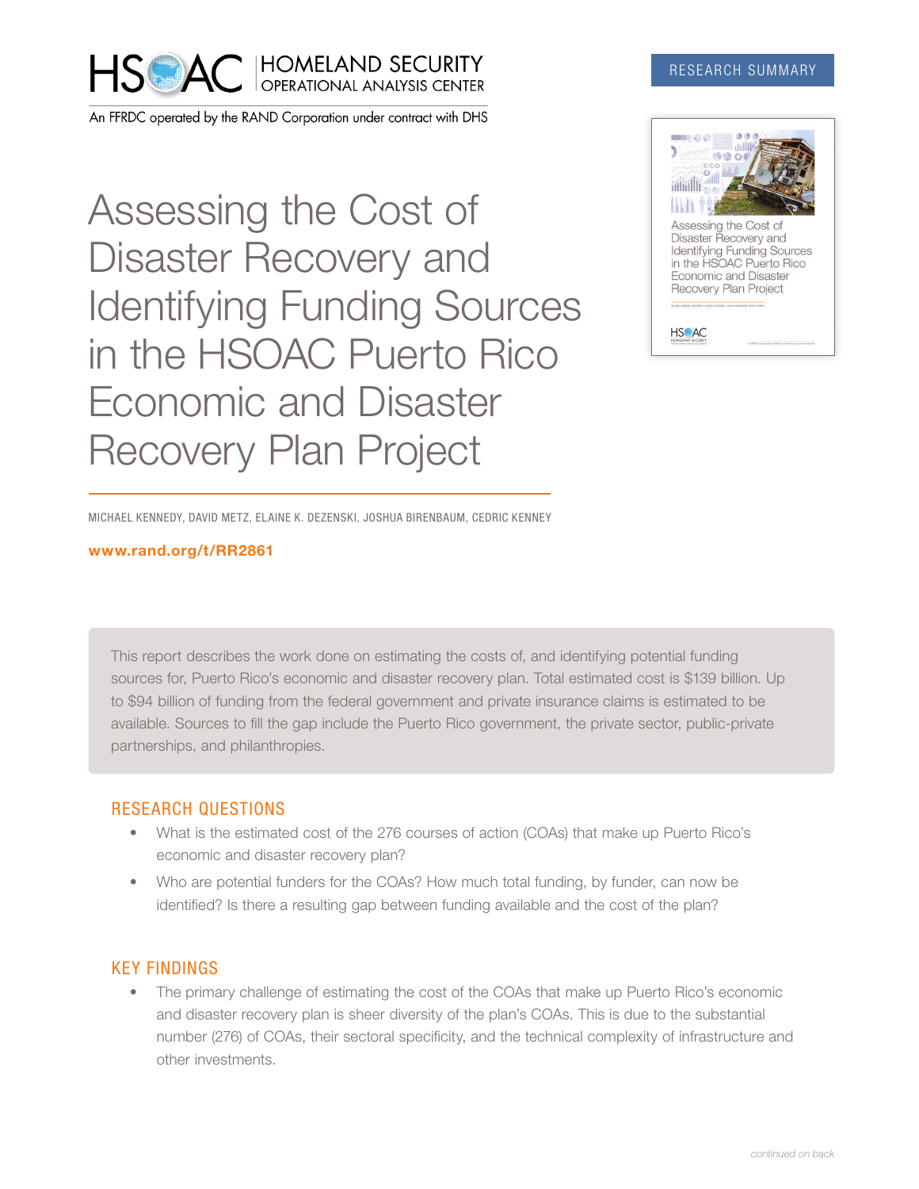HSOAC | HOMELAND SECURITY OPERATIONAL ANALYSIS CENTER

An FFRDC operated by the RAND Corporation under contract with DHS

RESEARCH SUMMARY

# Assessing the Cost of Disaster Recovery and Identifying Funding Sources in the HSOAC Puerto Rico Economic and Disaster Recovery Plan Project

MICHAEL KENNEDY, DAVID METZ, ELAINE K. DEZENSKI, JOSHUA BIRENBAUM, CEDRIC KENNEY

**www.rand.org/t/RR2861**

This report describes the work done on estimating the costs of, and identifying potential funding sources for, Puerto Rico's economic and disaster recovery plan. Total estimated cost is $139 billion. Up to $94 billion of funding from the federal government and private insurance claims is estimated to be available. Sources to fill the gap include the Puerto Rico government, the private sector, public-private partnerships, and philanthropies.

## RESEARCH QUESTIONS

- What is the estimated cost of the 276 courses of action (COAs) that make up Puerto Rico's economic and disaster recovery plan?
- Who are potential funders for the COAs? How much total funding, by funder, can now be identified? Is there a resulting gap between funding available and the cost of the plan?

## KEY FINDINGS

- The primary challenge of estimating the cost of the COAs that make up Puerto Rico's economic and disaster recovery plan is sheer diversity of the plan's COAs. This is due to the substantial number (276) of COAs, their sectoral specificity, and the technical complexity of infrastructure and other investments.

*continued on back*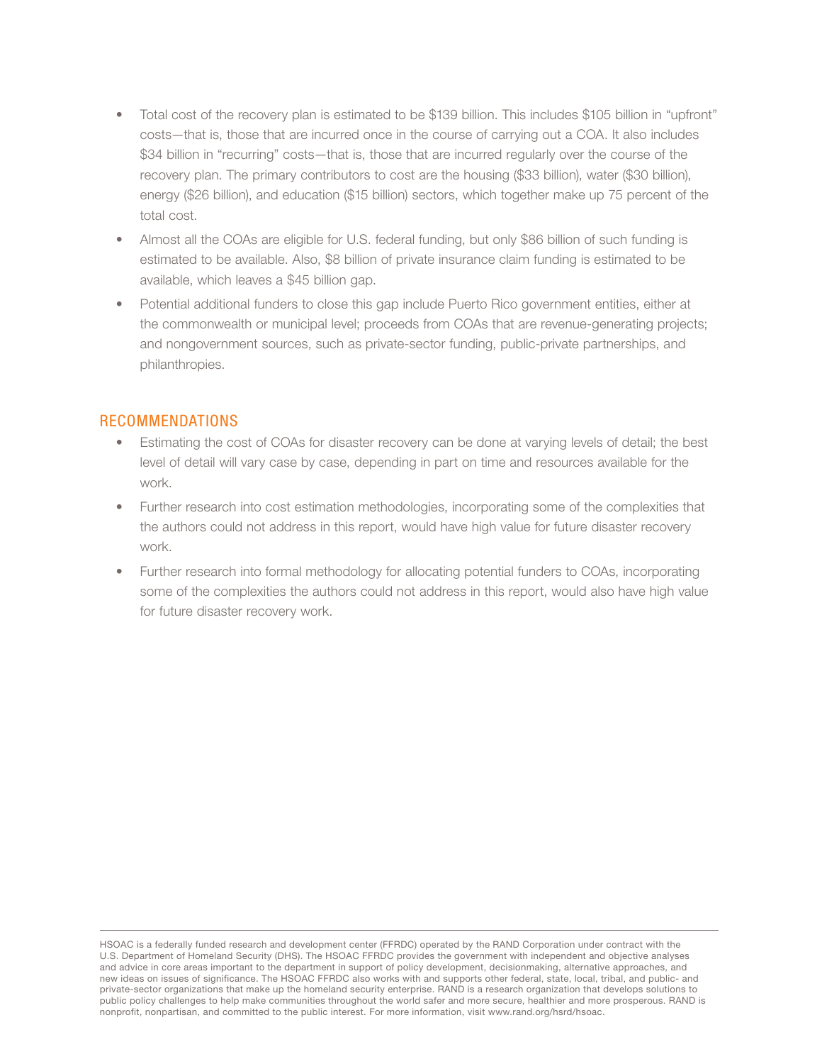- Total cost of the recovery plan is estimated to be $139 billion. This includes $105 billion in "upfront" costs—that is, those that are incurred once in the course of carrying out a COA. It also includes $34 billion in "recurring" costs—that is, those that are incurred regularly over the course of the recovery plan. The primary contributors to cost are the housing ($33 billion), water ($30 billion), energy ($26 billion), and education ($15 billion) sectors, which together make up 75 percent of the total cost.
- Almost all the COAs are eligible for U.S. federal funding, but only $86 billion of such funding is estimated to be available. Also, $8 billion of private insurance claim funding is estimated to be available, which leaves a $45 billion gap.
- Potential additional funders to close this gap include Puerto Rico government entities, either at the commonwealth or municipal level; proceeds from COAs that are revenue-generating projects; and nongovernment sources, such as private-sector funding, public-private partnerships, and philanthropies.

## RECOMMENDATIONS

- Estimating the cost of COAs for disaster recovery can be done at varying levels of detail; the best level of detail will vary case by case, depending in part on time and resources available for the work.
- Further research into cost estimation methodologies, incorporating some of the complexities that the authors could not address in this report, would have high value for future disaster recovery work.
- Further research into formal methodology for allocating potential funders to COAs, incorporating some of the complexities the authors could not address in this report, would also have high value for future disaster recovery work.

HSOAC is a federally funded research and development center (FFRDC) operated by the RAND Corporation under contract with the U.S. Department of Homeland Security (DHS). The HSOAC FFRDC provides the government with independent and objective analyses and advice in core areas important to the department in support of policy development, decisionmaking, alternative approaches, and new ideas on issues of significance. The HSOAC FFRDC also works with and supports other federal, state, local, tribal, and public- and private-sector organizations that make up the homeland security enterprise. RAND is a research organization that develops solutions to public policy challenges to help make communities throughout the world safer and more secure, healthier and more prosperous. RAND is nonprofit, nonpartisan, and committed to the public interest. For more information, visit www.rand.org/hsrd/hsoac.